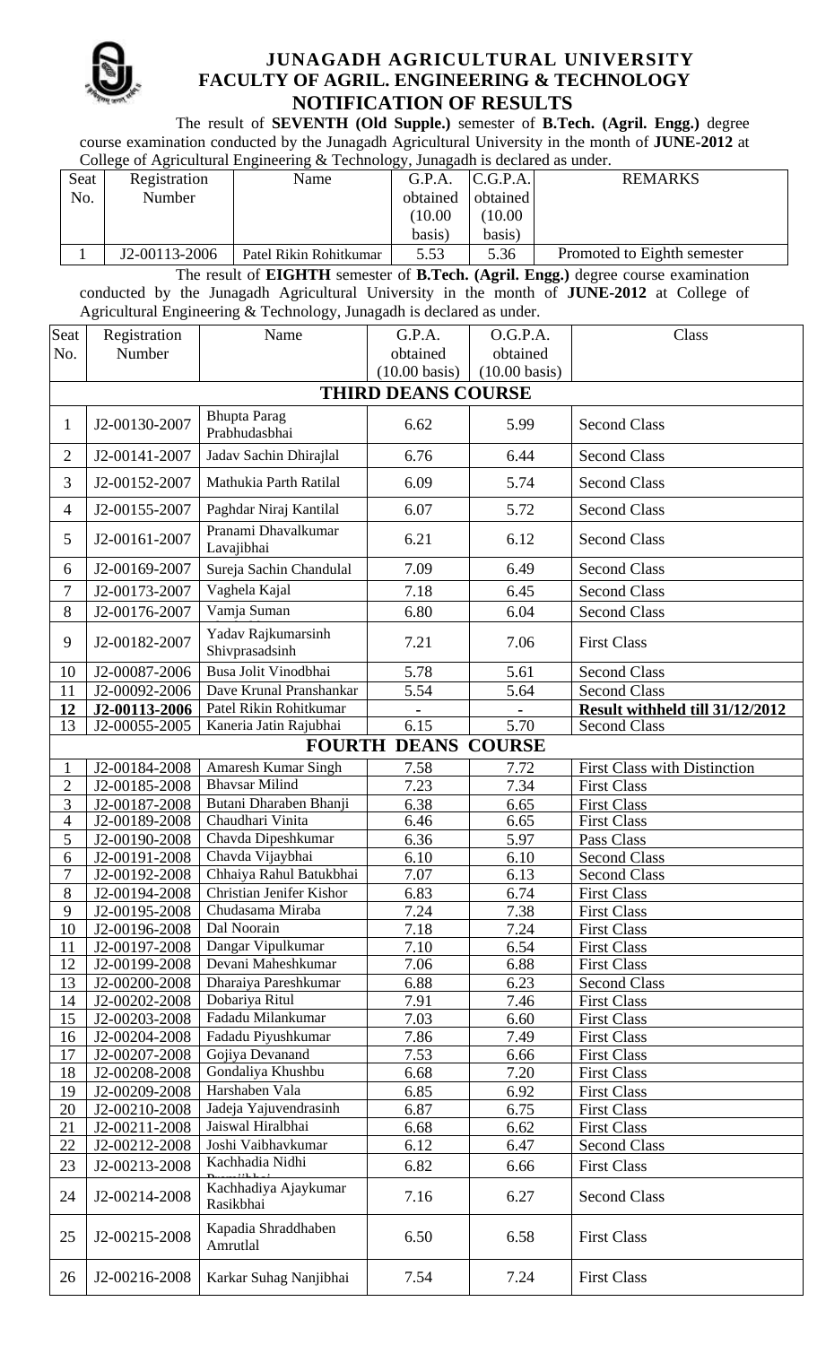# JUNAGADH AGRICULTURAL UNIVERSITY
## FACULTY OF AGRIL. ENGINEERING & TECHNOLOGY
## NOTIFICATION OF RESULTS

The result of **SEVENTH (Old Supple.)** semester of **B.Tech. (Agril. Engg.)** degree course examination conducted by the Junagadh Agricultural University in the month of **JUNE-2012** at College of Agricultural Engineering & Technology, Junagadh is declared as under.

| Seat No. | Registration Number | Name | G.P.A. obtained (10.00 basis) | C.G.P.A. obtained (10.00 basis) | REMARKS |
|---|---|---|---|---|---|
| 1 | J2-00113-2006 | Patel Rikin Rohitkumar | 5.53 | 5.36 | Promoted to Eighth semester |

The result of **EIGHTH** semester of **B.Tech. (Agril. Engg.)** degree course examination conducted by the Junagadh Agricultural University in the month of **JUNE-2012** at College of Agricultural Engineering & Technology, Junagadh is declared as under.

| Seat No. | Registration Number | Name | G.P.A. obtained (10.00 basis) | O.G.P.A. obtained (10.00 basis) | Class |
|---|---|---|---|---|---|
| | | **THIRD DEANS COURSE** | | | |
| 1 | J2-00130-2007 | Bhupta Parag Prabhudasbhai | 6.62 | 5.99 | Second Class |
| 2 | J2-00141-2007 | Jadav Sachin Dhirajlal | 6.76 | 6.44 | Second Class |
| 3 | J2-00152-2007 | Mathukia Parth Ratilal | 6.09 | 5.74 | Second Class |
| 4 | J2-00155-2007 | Paghdar Niraj Kantilal | 6.07 | 5.72 | Second Class |
| 5 | J2-00161-2007 | Pranami Dhavalkumar Lavajibhai | 6.21 | 6.12 | Second Class |
| 6 | J2-00169-2007 | Sureja Sachin Chandulal | 7.09 | 6.49 | Second Class |
| 7 | J2-00173-2007 | Vaghela Kajal | 7.18 | 6.45 | Second Class |
| 8 | J2-00176-2007 | Vamja Suman | 6.80 | 6.04 | Second Class |
| 9 | J2-00182-2007 | Yadav Rajkumarsinh Shivprasadsinh | 7.21 | 7.06 | First Class |
| 10 | J2-00087-2006 | Busa Jolit Vinodbhai | 5.78 | 5.61 | Second Class |
| 11 | J2-00092-2006 | Dave Krunal Pranshankar | 5.54 | 5.64 | Second Class |
| **12** | **J2-00113-2006** | Patel Rikin Rohitkumar | - | - | **Result withheld till 31/12/2012** |
| 13 | J2-00055-2005 | Kaneria Jatin Rajubhai | 6.15 | 5.70 | Second Class |
| | | **FOURTH DEANS COURSE** | | | |
| 1 | J2-00184-2008 | Amaresh Kumar Singh | 7.58 | 7.72 | First Class with Distinction |
| 2 | J2-00185-2008 | Bhavsar Milind | 7.23 | 7.34 | First Class |
| 3 | J2-00187-2008 | Butani Dharaben Bhanji | 6.38 | 6.65 | First Class |
| 4 | J2-00189-2008 | Chaudhari Vinita | 6.46 | 6.65 | First Class |
| 5 | J2-00190-2008 | Chavda Dipeshkumar | 6.36 | 5.97 | Pass Class |
| 6 | J2-00191-2008 | Chavda Vijaybhai | 6.10 | 6.10 | Second Class |
| 7 | J2-00192-2008 | Chhaiya Rahul Batukbhai | 7.07 | 6.13 | Second Class |
| 8 | J2-00194-2008 | Christian Jenifer Kishor | 6.83 | 6.74 | First Class |
| 9 | J2-00195-2008 | Chudasama Miraba | 7.24 | 7.38 | First Class |
| 10 | J2-00196-2008 | Dal Noorain | 7.18 | 7.24 | First Class |
| 11 | J2-00197-2008 | Dangar Vipulkumar | 7.10 | 6.54 | First Class |
| 12 | J2-00199-2008 | Devani Maheshkumar | 7.06 | 6.88 | First Class |
| 13 | J2-00200-2008 | Dharaiya Pareshkumar | 6.88 | 6.23 | Second Class |
| 14 | J2-00202-2008 | Dobariya Ritul | 7.91 | 7.46 | First Class |
| 15 | J2-00203-2008 | Fadadu Milankumar | 7.03 | 6.60 | First Class |
| 16 | J2-00204-2008 | Fadadu Piyushkumar | 7.86 | 7.49 | First Class |
| 17 | J2-00207-2008 | Gojiya Devanand | 7.53 | 6.66 | First Class |
| 18 | J2-00208-2008 | Gondaliya Khushbu | 6.68 | 7.20 | First Class |
| 19 | J2-00209-2008 | Harshaben Vala | 6.85 | 6.92 | First Class |
| 20 | J2-00210-2008 | Jadeja Yajuvendrasinh | 6.87 | 6.75 | First Class |
| 21 | J2-00211-2008 | Jaiswal Hiralbhai | 6.68 | 6.62 | First Class |
| 22 | J2-00212-2008 | Joshi Vaibhavkumar | 6.12 | 6.47 | Second Class |
| 23 | J2-00213-2008 | Kachhadia Nidhi | 6.82 | 6.66 | First Class |
| 24 | J2-00214-2008 | Kachhadiya Ajaykumar Rasikbhai | 7.16 | 6.27 | Second Class |
| 25 | J2-00215-2008 | Kapadia Shraddhaben Amrutlal | 6.50 | 6.58 | First Class |
| 26 | J2-00216-2008 | Karkar Suhag Nanjibhai | 7.54 | 7.24 | First Class |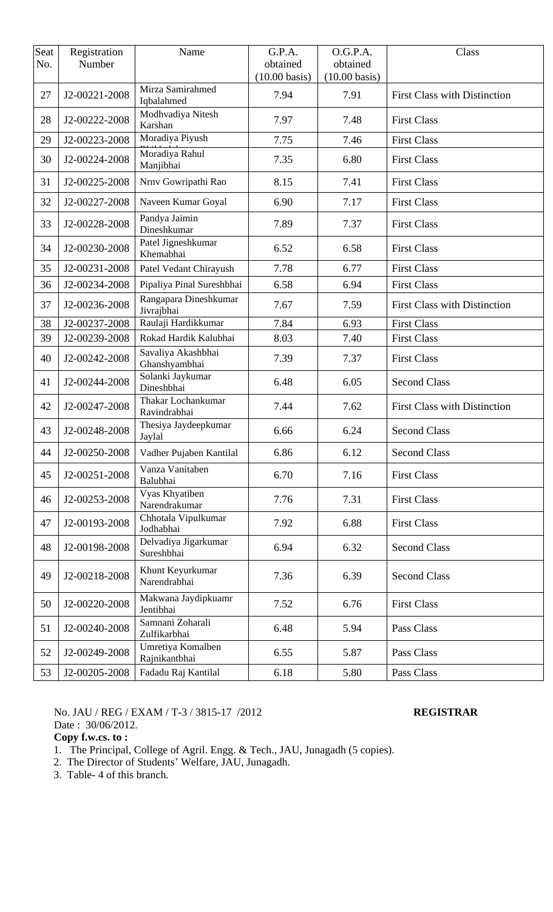| Seat No. | Registration Number | Name | G.P.A. obtained (10.00 basis) | O.G.P.A. obtained (10.00 basis) | Class |
|---|---|---|---|---|---|
| 27 | J2-00221-2008 | Mirza Samirahmed Iqbalahmed | 7.94 | 7.91 | First Class with Distinction |
| 28 | J2-00222-2008 | Modhvadiya Nitesh Karshan | 7.97 | 7.48 | First Class |
| 29 | J2-00223-2008 | Moradiya Piyush | 7.75 | 7.46 | First Class |
| 30 | J2-00224-2008 | Moradiya Rahul Manjibhai | 7.35 | 6.80 | First Class |
| 31 | J2-00225-2008 | Nrnv Gowripathi Rao | 8.15 | 7.41 | First Class |
| 32 | J2-00227-2008 | Naveen Kumar Goyal | 6.90 | 7.17 | First Class |
| 33 | J2-00228-2008 | Pandya Jaimin Dineshkumar | 7.89 | 7.37 | First Class |
| 34 | J2-00230-2008 | Patel Jigneshkumar Khemabhai | 6.52 | 6.58 | First Class |
| 35 | J2-00231-2008 | Patel Vedant Chirayush | 7.78 | 6.77 | First Class |
| 36 | J2-00234-2008 | Pipaliya Pinal Sureshbhai | 6.58 | 6.94 | First Class |
| 37 | J2-00236-2008 | Rangapara Dineshkumar Jivrajbhai | 7.67 | 7.59 | First Class with Distinction |
| 38 | J2-00237-2008 | Raulaji Hardikkumar | 7.84 | 6.93 | First Class |
| 39 | J2-00239-2008 | Rokad Hardik Kalubhai | 8.03 | 7.40 | First Class |
| 40 | J2-00242-2008 | Savaliya Akashbhai Ghanshyambhai | 7.39 | 7.37 | First Class |
| 41 | J2-00244-2008 | Solanki Jaykumar Dineshbhai | 6.48 | 6.05 | Second Class |
| 42 | J2-00247-2008 | Thakar Lochankumar Ravindrabhai | 7.44 | 7.62 | First Class with Distinction |
| 43 | J2-00248-2008 | Thesiya Jaydeepkumar Jaylal | 6.66 | 6.24 | Second Class |
| 44 | J2-00250-2008 | Vadher Pujaben Kantilal | 6.86 | 6.12 | Second Class |
| 45 | J2-00251-2008 | Vanza Vanitaben Balubhai | 6.70 | 7.16 | First Class |
| 46 | J2-00253-2008 | Vyas Khyatiben Narendrakumar | 7.76 | 7.31 | First Class |
| 47 | J2-00193-2008 | Chhotala Vipulkumar Jodhabhai | 7.92 | 6.88 | First Class |
| 48 | J2-00198-2008 | Delvadiya Jigarkumar Sureshbhai | 6.94 | 6.32 | Second Class |
| 49 | J2-00218-2008 | Khunt Keyurkumar Narendrabhai | 7.36 | 6.39 | Second Class |
| 50 | J2-00220-2008 | Makwana Jaydipkuamr Jentibhai | 7.52 | 6.76 | First Class |
| 51 | J2-00240-2008 | Samnani Zoharali Zulfikarbhai | 6.48 | 5.94 | Pass Class |
| 52 | J2-00249-2008 | Umretiya Komalben Rajnikantbhai | 6.55 | 5.87 | Pass Class |
| 53 | J2-00205-2008 | Fadadu Raj Kantilal | 6.18 | 5.80 | Pass Class |

No. JAU / REG / EXAM / T-3 / 3815-17 /2012 **REGISTRAR**

Date : 30/06/2012.

**Copy f.w.cs. to :**

1. The Principal, College of Agril. Engg. & Tech., JAU, Junagadh (5 copies).
2. The Director of Students' Welfare, JAU, Junagadh.
3. Table- 4 of this branch.